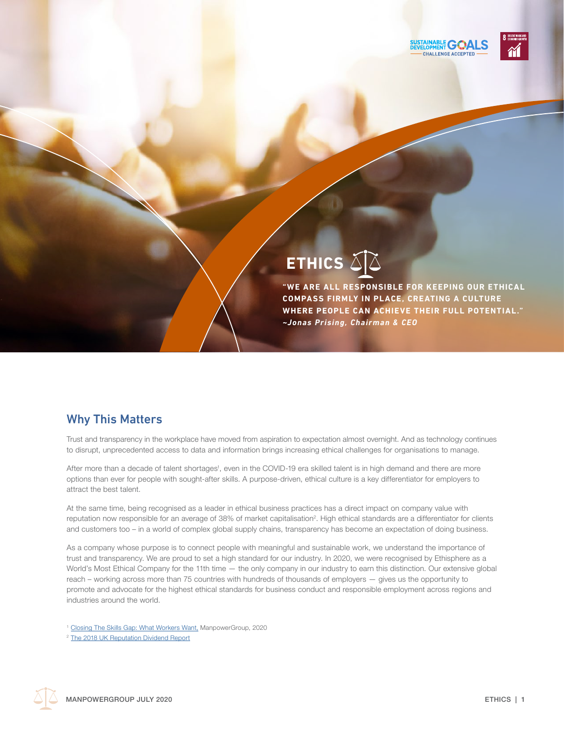# ETHICS

**"WE ARE ALL RESPONSIBLE FOR KEEPING OUR ETHICAL COMPASS FIRMLY IN PLACE, CREATING A CULTURE WHERE PEOPLE CAN ACHIEVE THEIR FULL POTENTIAL."**
***~Jonas Prising, Chairman & CEO***

## Why This Matters

Trust and transparency in the workplace have moved from aspiration to expectation almost overnight. And as technology continues to disrupt, unprecedented access to data and information brings increasing ethical challenges for organisations to manage.

After more than a decade of talent shortages[1], even in the COVID-19 era skilled talent is in high demand and there are more options than ever for people with sought-after skills. A purpose-driven, ethical culture is a key differentiator for employers to attract the best talent.

At the same time, being recognised as a leader in ethical business practices has a direct impact on company value with reputation now responsible for an average of 38% of market capitalisation[2]. High ethical standards are a differentiator for clients and customers too – in a world of complex global supply chains, transparency has become an expectation of doing business.

As a company whose purpose is to connect people with meaningful and sustainable work, we understand the importance of trust and transparency. We are proud to set a high standard for our industry. In 2020, we were recognised by Ethisphere as a World's Most Ethical Company for the 11th time — the only company in our industry to earn this distinction. Our extensive global reach – working across more than 75 countries with hundreds of thousands of employers — gives us the opportunity to promote and advocate for the highest ethical standards for business conduct and responsible employment across regions and industries around the world.

[1] Closing The Skills Gap: What Workers Want, ManpowerGroup, 2020

[2] The 2018 UK Reputation Dividend Report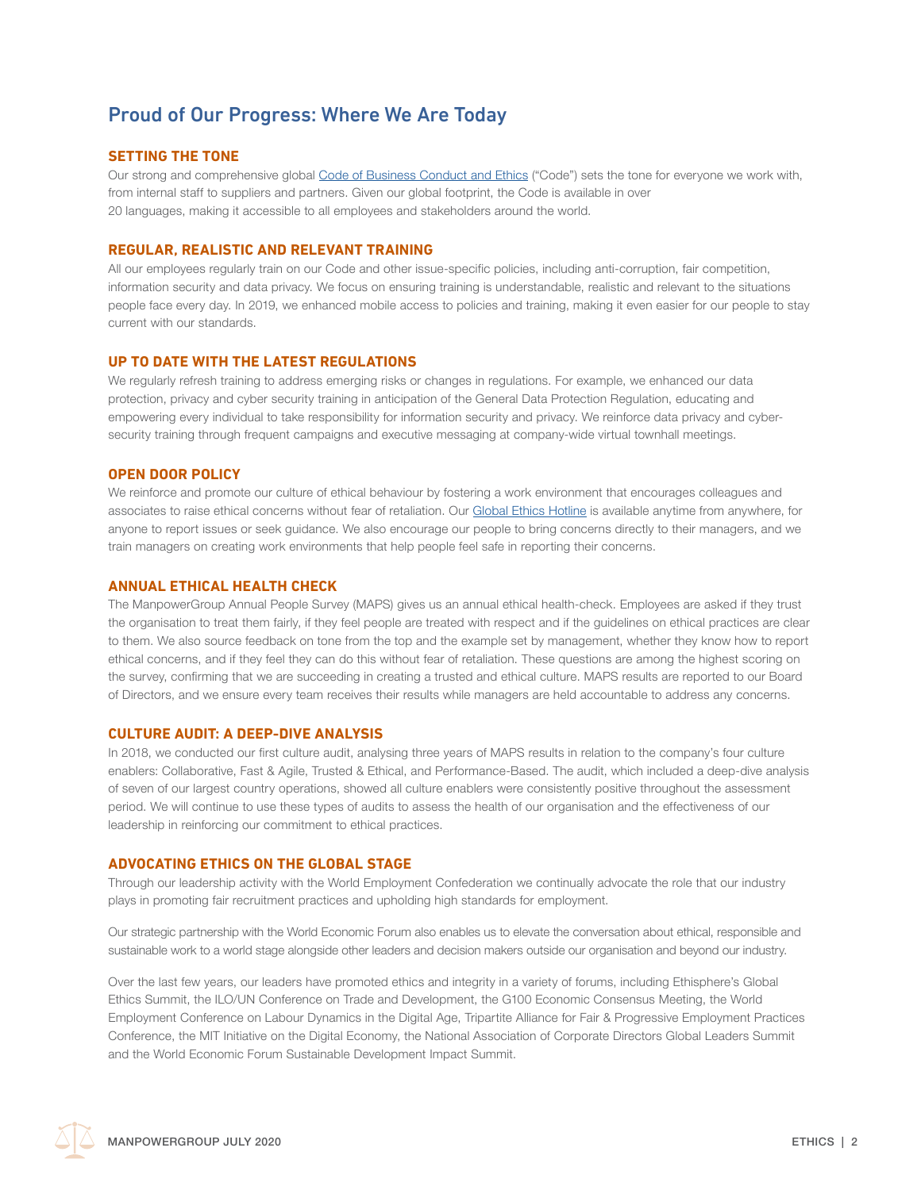## Proud of Our Progress: Where We Are Today

### SETTING THE TONE

Our strong and comprehensive global Code of Business Conduct and Ethics ("Code") sets the tone for everyone we work with, from internal staff to suppliers and partners. Given our global footprint, the Code is available in over 20 languages, making it accessible to all employees and stakeholders around the world.

### REGULAR, REALISTIC AND RELEVANT TRAINING

All our employees regularly train on our Code and other issue-specific policies, including anti-corruption, fair competition, information security and data privacy. We focus on ensuring training is understandable, realistic and relevant to the situations people face every day. In 2019, we enhanced mobile access to policies and training, making it even easier for our people to stay current with our standards.

### UP TO DATE WITH THE LATEST REGULATIONS

We regularly refresh training to address emerging risks or changes in regulations. For example, we enhanced our data protection, privacy and cyber security training in anticipation of the General Data Protection Regulation, educating and empowering every individual to take responsibility for information security and privacy. We reinforce data privacy and cyber-security training through frequent campaigns and executive messaging at company-wide virtual townhall meetings.

### OPEN DOOR POLICY

We reinforce and promote our culture of ethical behaviour by fostering a work environment that encourages colleagues and associates to raise ethical concerns without fear of retaliation. Our Global Ethics Hotline is available anytime from anywhere, for anyone to report issues or seek guidance. We also encourage our people to bring concerns directly to their managers, and we train managers on creating work environments that help people feel safe in reporting their concerns.

### ANNUAL ETHICAL HEALTH CHECK

The ManpowerGroup Annual People Survey (MAPS) gives us an annual ethical health-check. Employees are asked if they trust the organisation to treat them fairly, if they feel people are treated with respect and if the guidelines on ethical practices are clear to them. We also source feedback on tone from the top and the example set by management, whether they know how to report ethical concerns, and if they feel they can do this without fear of retaliation. These questions are among the highest scoring on the survey, confirming that we are succeeding in creating a trusted and ethical culture. MAPS results are reported to our Board of Directors, and we ensure every team receives their results while managers are held accountable to address any concerns.

### CULTURE AUDIT: A DEEP-DIVE ANALYSIS

In 2018, we conducted our first culture audit, analysing three years of MAPS results in relation to the company's four culture enablers: Collaborative, Fast & Agile, Trusted & Ethical, and Performance-Based. The audit, which included a deep-dive analysis of seven of our largest country operations, showed all culture enablers were consistently positive throughout the assessment period. We will continue to use these types of audits to assess the health of our organisation and the effectiveness of our leadership in reinforcing our commitment to ethical practices.

### ADVOCATING ETHICS ON THE GLOBAL STAGE

Through our leadership activity with the World Employment Confederation we continually advocate the role that our industry plays in promoting fair recruitment practices and upholding high standards for employment.

Our strategic partnership with the World Economic Forum also enables us to elevate the conversation about ethical, responsible and sustainable work to a world stage alongside other leaders and decision makers outside our organisation and beyond our industry.

Over the last few years, our leaders have promoted ethics and integrity in a variety of forums, including Ethisphere's Global Ethics Summit, the ILO/UN Conference on Trade and Development, the G100 Economic Consensus Meeting, the World Employment Conference on Labour Dynamics in the Digital Age, Tripartite Alliance for Fair & Progressive Employment Practices Conference, the MIT Initiative on the Digital Economy, the National Association of Corporate Directors Global Leaders Summit and the World Economic Forum Sustainable Development Impact Summit.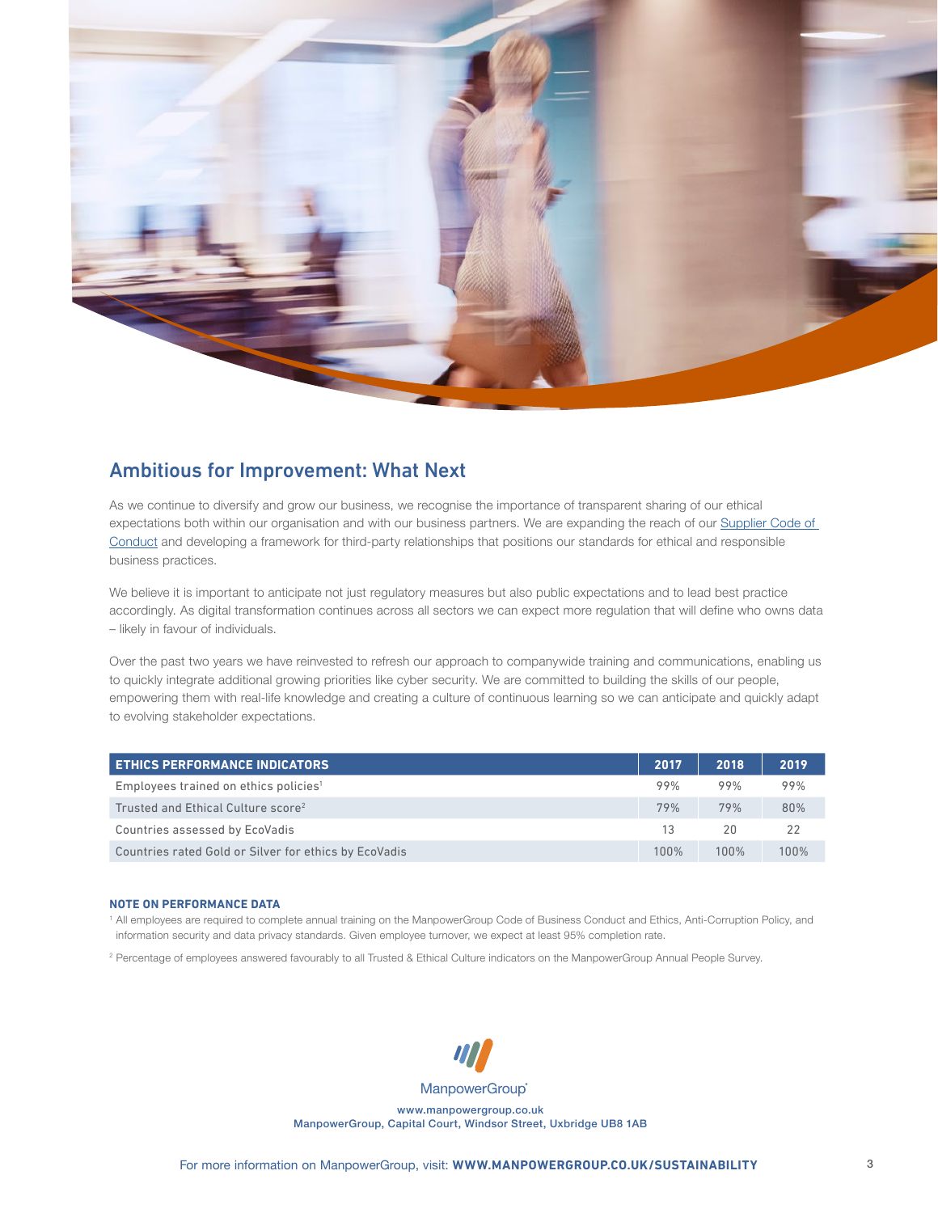## Ambitious for Improvement: What Next

As we continue to diversify and grow our business, we recognise the importance of transparent sharing of our ethical expectations both within our organisation and with our business partners. We are expanding the reach of our Supplier Code of Conduct and developing a framework for third-party relationships that positions our standards for ethical and responsible business practices.

We believe it is important to anticipate not just regulatory measures but also public expectations and to lead best practice accordingly. As digital transformation continues across all sectors we can expect more regulation that will define who owns data – likely in favour of individuals.

Over the past two years we have reinvested to refresh our approach to companywide training and communications, enabling us to quickly integrate additional growing priorities like cyber security. We are committed to building the skills of our people, empowering them with real-life knowledge and creating a culture of continuous learning so we can anticipate and quickly adapt to evolving stakeholder expectations.

| ETHICS PERFORMANCE INDICATORS | 2017 | 2018 | 2019 |
|---|---|---|---|
| Employees trained on ethics policies[1] | 99% | 99% | 99% |
| Trusted and Ethical Culture score[2] | 79% | 79% | 80% |
| Countries assessed by EcoVadis | 13 | 20 | 22 |
| Countries rated Gold or Silver for ethics by EcoVadis | 100% | 100% | 100% |

**NOTE ON PERFORMANCE DATA**

[1] All employees are required to complete annual training on the ManpowerGroup Code of Business Conduct and Ethics, Anti-Corruption Policy, and information security and data privacy standards. Given employee turnover, we expect at least 95% completion rate.

[2] Percentage of employees answered favourably to all Trusted & Ethical Culture indicators on the ManpowerGroup Annual People Survey.

ManpowerGroup®

www.manpowergroup.co.uk
ManpowerGroup, Capital Court, Windsor Street, Uxbridge UB8 1AB

For more information on ManpowerGroup, visit: **WWW.MANPOWERGROUP.CO.UK/SUSTAINABILITY**